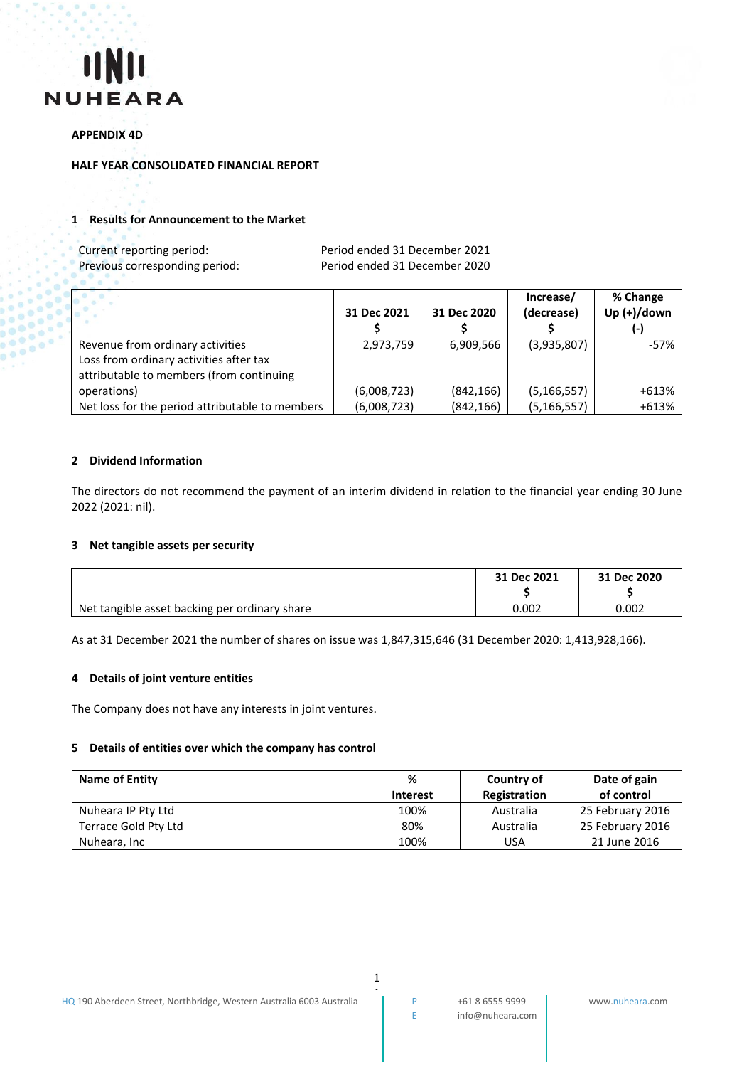# NUHEARA

**APPENDIX 4D**

**HALF YEAR CONSOLIDATED FINANCIAL REPORT**

## 1 Results for Announcement to the Market

Current reporting period: Period ended 31 December 2021
Previous corresponding period: Period ended 31 December 2020

| | 31 Dec 2021 $ | 31 Dec 2020 $ | Increase/ (decrease) $ | % Change Up (+)/down (-) |
|---|---|---|---|---|
| Revenue from ordinary activities | 2,973,759 | 6,909,566 | (3,935,807) | -57% |
| Loss from ordinary activities after tax attributable to members (from continuing operations) | (6,008,723) | (842,166) | (5,166,557) | +613% |
| Net loss for the period attributable to members | (6,008,723) | (842,166) | (5,166,557) | +613% |

## 2 Dividend Information

The directors do not recommend the payment of an interim dividend in relation to the financial year ending 30 June 2022 (2021: nil).

## 3 Net tangible assets per security

| | 31 Dec 2021 $ | 31 Dec 2020 $ |
|---|---|---|
| Net tangible asset backing per ordinary share | 0.002 | 0.002 |

As at 31 December 2021 the number of shares on issue was 1,847,315,646 (31 December 2020: 1,413,928,166).

## 4 Details of joint venture entities

The Company does not have any interests in joint ventures.

## 5 Details of entities over which the company has control

| Name of Entity | % Interest | Country of Registration | Date of gain of control |
|---|---|---|---|
| Nuheara IP Pty Ltd | 100% | Australia | 25 February 2016 |
| Terrace Gold Pty Ltd | 80% | Australia | 25 February 2016 |
| Nuheara, Inc | 100% | USA | 21 June 2016 |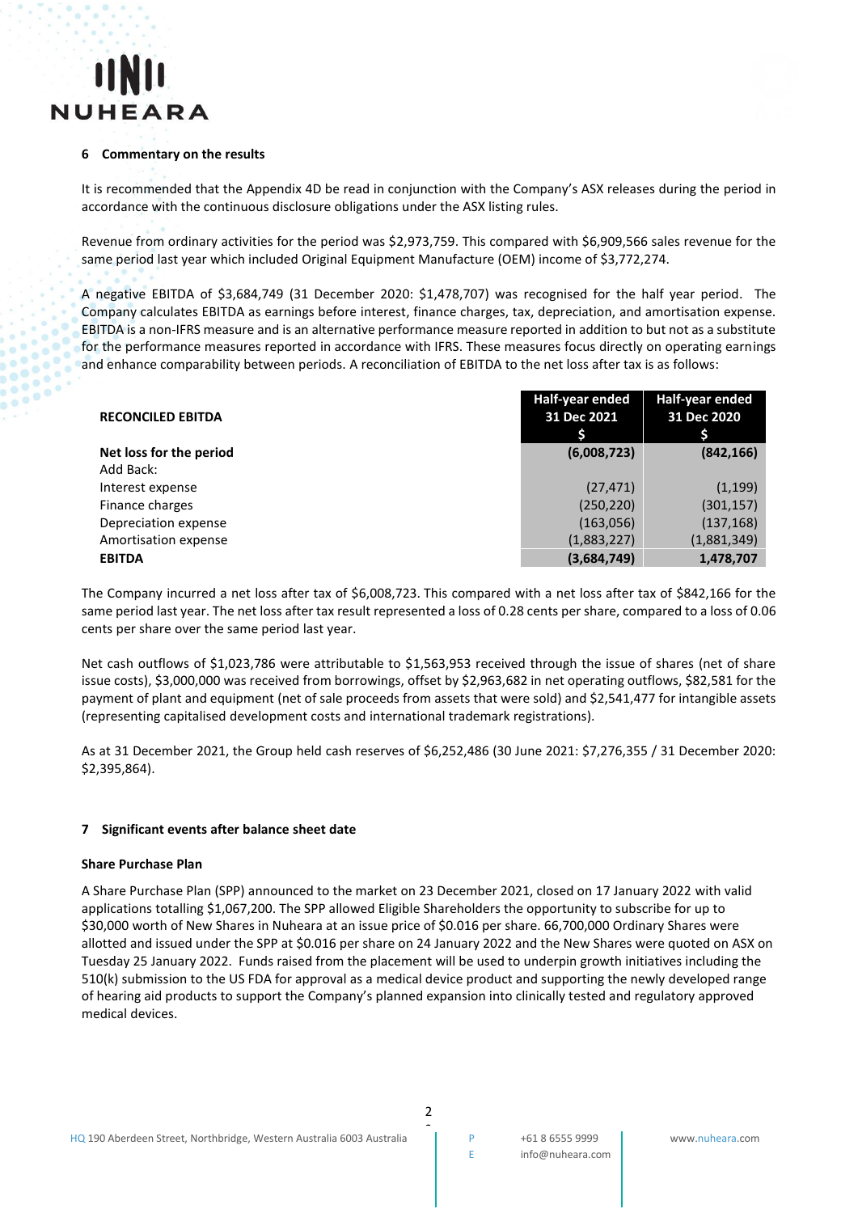## 6 Commentary on the results

It is recommended that the Appendix 4D be read in conjunction with the Company's ASX releases during the period in accordance with the continuous disclosure obligations under the ASX listing rules.

Revenue from ordinary activities for the period was $2,973,759. This compared with $6,909,566 sales revenue for the same period last year which included Original Equipment Manufacture (OEM) income of $3,772,274.

A negative EBITDA of $3,684,749 (31 December 2020: $1,478,707) was recognised for the half year period. The Company calculates EBITDA as earnings before interest, finance charges, tax, depreciation, and amortisation expense. EBITDA is a non-IFRS measure and is an alternative performance measure reported in addition to but not as a substitute for the performance measures reported in accordance with IFRS. These measures focus directly on operating earnings and enhance comparability between periods. A reconciliation of EBITDA to the net loss after tax is as follows:

| **RECONCILED EBITDA** | **Half-year ended 31 Dec 2021 $** | **Half-year ended 31 Dec 2020 $** |
|---|---|---|
| **Net loss for the period** | **(6,008,723)** | **(842,166)** |
| Add Back: | | |
| Interest expense | (27,471) | (1,199) |
| Finance charges | (250,220) | (301,157) |
| Depreciation expense | (163,056) | (137,168) |
| Amortisation expense | (1,883,227) | (1,881,349) |
| **EBITDA** | **(3,684,749)** | **1,478,707** |

The Company incurred a net loss after tax of $6,008,723. This compared with a net loss after tax of $842,166 for the same period last year. The net loss after tax result represented a loss of 0.28 cents per share, compared to a loss of 0.06 cents per share over the same period last year.

Net cash outflows of $1,023,786 were attributable to $1,563,953 received through the issue of shares (net of share issue costs), $3,000,000 was received from borrowings, offset by $2,963,682 in net operating outflows, $82,581 for the payment of plant and equipment (net of sale proceeds from assets that were sold) and $2,541,477 for intangible assets (representing capitalised development costs and international trademark registrations).

As at 31 December 2021, the Group held cash reserves of $6,252,486 (30 June 2021: $7,276,355 / 31 December 2020: $2,395,864).

## 7 Significant events after balance sheet date

### Share Purchase Plan

A Share Purchase Plan (SPP) announced to the market on 23 December 2021, closed on 17 January 2022 with valid applications totalling $1,067,200. The SPP allowed Eligible Shareholders the opportunity to subscribe for up to $30,000 worth of New Shares in Nuheara at an issue price of $0.016 per share. 66,700,000 Ordinary Shares were allotted and issued under the SPP at $0.016 per share on 24 January 2022 and the New Shares were quoted on ASX on Tuesday 25 January 2022. Funds raised from the placement will be used to underpin growth initiatives including the 510(k) submission to the US FDA for approval as a medical device product and supporting the newly developed range of hearing aid products to support the Company's planned expansion into clinically tested and regulatory approved medical devices.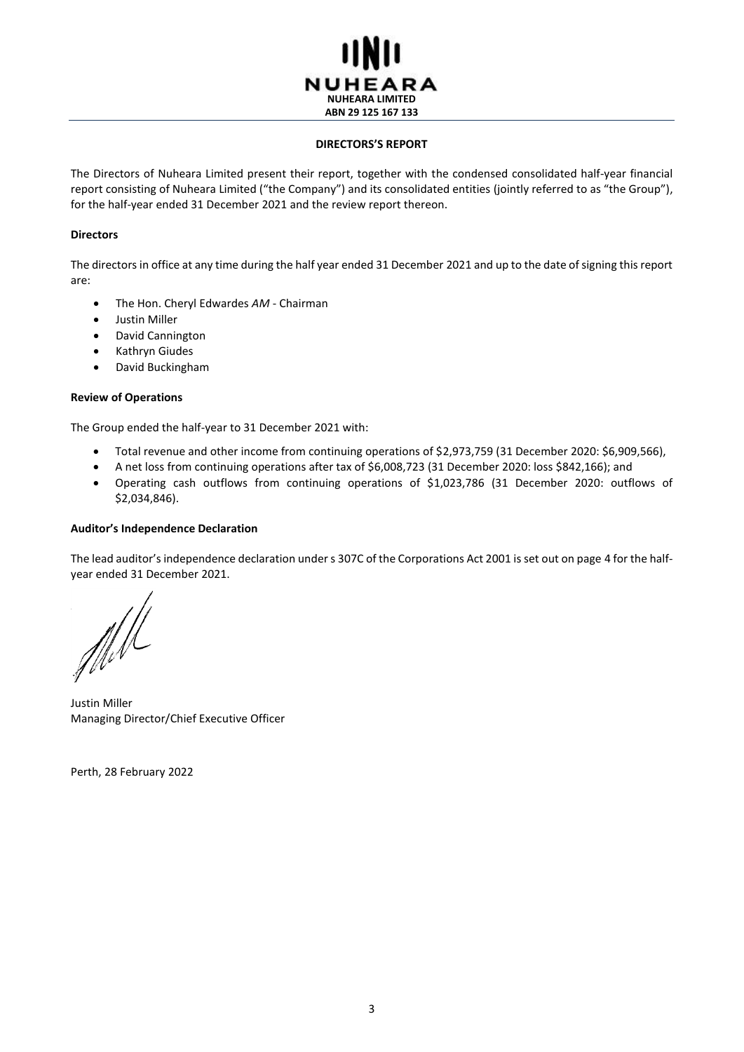NUHEARA LIMITED
ABN 29 125 167 133

## DIRECTORS'S REPORT

The Directors of Nuheara Limited present their report, together with the condensed consolidated half-year financial report consisting of Nuheara Limited ("the Company") and its consolidated entities (jointly referred to as "the Group"), for the half-year ended 31 December 2021 and the review report thereon.

### Directors

The directors in office at any time during the half year ended 31 December 2021 and up to the date of signing this report are:

- The Hon. Cheryl Edwardes *AM* - Chairman
- Justin Miller
- David Cannington
- Kathryn Giudes
- David Buckingham

### Review of Operations

The Group ended the half-year to 31 December 2021 with:

- Total revenue and other income from continuing operations of $2,973,759 (31 December 2020: $6,909,566),
- A net loss from continuing operations after tax of $6,008,723 (31 December 2020: loss $842,166); and
- Operating cash outflows from continuing operations of $1,023,786 (31 December 2020: outflows of $2,034,846).

### Auditor's Independence Declaration

The lead auditor's independence declaration under s 307C of the Corporations Act 2001 is set out on page 4 for the half-year ended 31 December 2021.

Justin Miller
Managing Director/Chief Executive Officer

Perth, 28 February 2022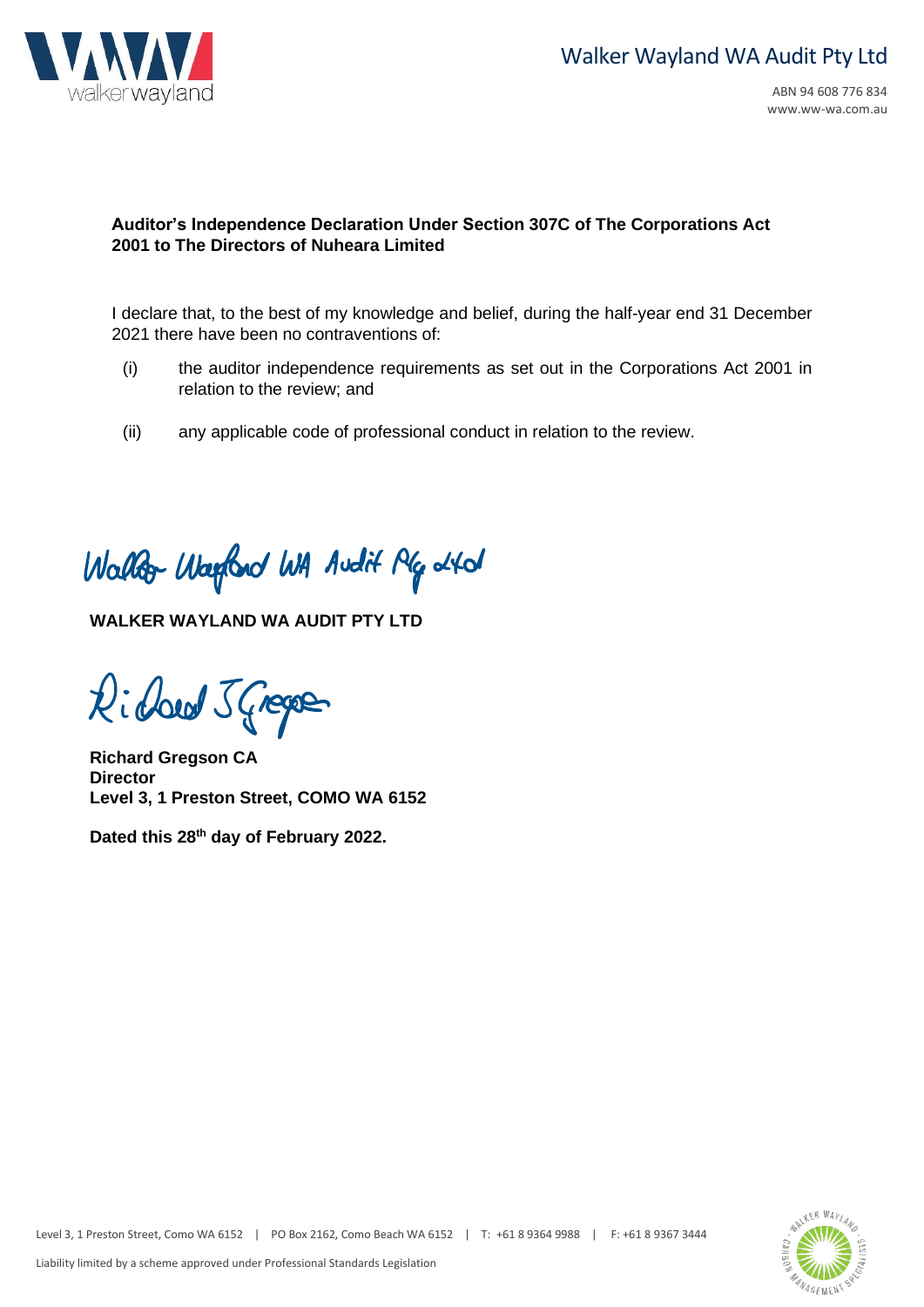Walker Wayland WA Audit Pty Ltd

ABN 94 608 776 834
www.ww-wa.com.au

**Auditor's Independence Declaration Under Section 307C of The Corporations Act 2001 to The Directors of Nuheara Limited**

I declare that, to the best of my knowledge and belief, during the half-year end 31 December 2021 there have been no contraventions of:

(i) the auditor independence requirements as set out in the Corporations Act 2001 in relation to the review; and

(ii) any applicable code of professional conduct in relation to the review.

Walker Wayland WA Audit Pty Ltd

**WALKER WAYLAND WA AUDIT PTY LTD**

Richard J Gregson

**Richard Gregson CA**
**Director**
**Level 3, 1 Preston Street, COMO WA 6152**

**Dated this 28th day of February 2022.**

Level 3, 1 Preston Street, Como WA 6152 | PO Box 2162, Como Beach WA 6152 | T: +61 8 9364 9988 | F: +61 8 9367 3444

Liability limited by a scheme approved under Professional Standards Legislation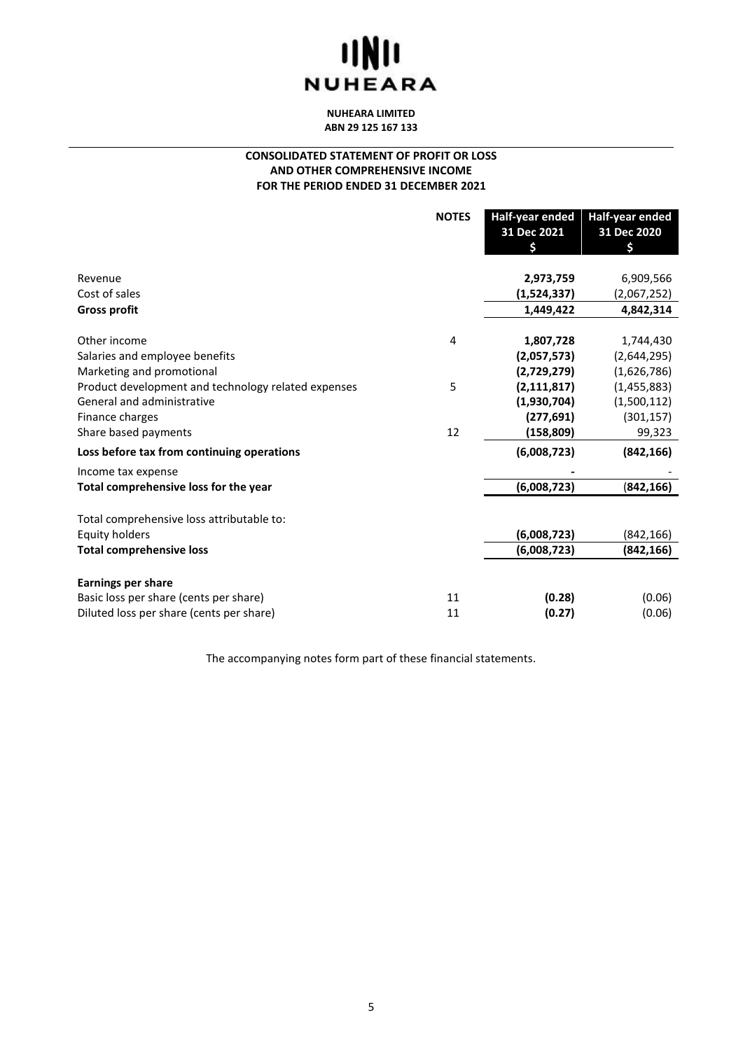**NUHEARA**

**NUHEARA LIMITED**
**ABN 29 125 167 133**

## CONSOLIDATED STATEMENT OF PROFIT OR LOSS AND OTHER COMPREHENSIVE INCOME FOR THE PERIOD ENDED 31 DECEMBER 2021

| | NOTES | Half-year ended 31 Dec 2021 $ | Half-year ended 31 Dec 2020 $ |
|---|---|---|---|
| Revenue | | **2,973,759** | 6,909,566 |
| Cost of sales | | **(1,524,337)** | (2,067,252) |
| **Gross profit** | | **1,449,422** | **4,842,314** |
| Other income | 4 | **1,807,728** | 1,744,430 |
| Salaries and employee benefits | | **(2,057,573)** | (2,644,295) |
| Marketing and promotional | | **(2,729,279)** | (1,626,786) |
| Product development and technology related expenses | 5 | **(2,111,817)** | (1,455,883) |
| General and administrative | | **(1,930,704)** | (1,500,112) |
| Finance charges | | **(277,691)** | (301,157) |
| Share based payments | 12 | **(158,809)** | 99,323 |
| **Loss before tax from continuing operations** | | **(6,008,723)** | **(842,166)** |
| Income tax expense | | **-** | - |
| **Total comprehensive loss for the year** | | **(6,008,723)** | **(842,166)** |
| Total comprehensive loss attributable to: | | | |
| Equity holders | | **(6,008,723)** | (842,166) |
| **Total comprehensive loss** | | **(6,008,723)** | **(842,166)** |
| **Earnings per share** | | | |
| Basic loss per share (cents per share) | 11 | **(0.28)** | (0.06) |
| Diluted loss per share (cents per share) | 11 | **(0.27)** | (0.06) |

The accompanying notes form part of these financial statements.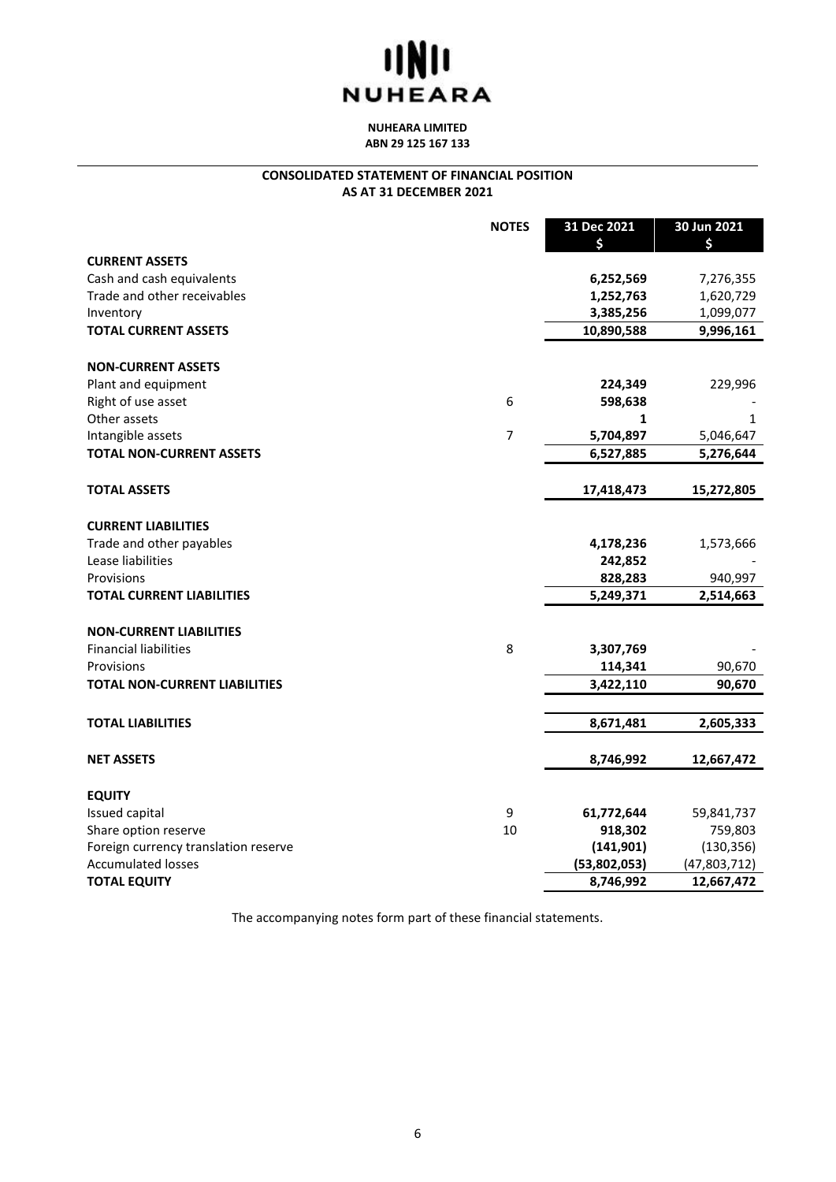**NUHEARA**

**NUHEARA LIMITED**
**ABN 29 125 167 133**

## CONSOLIDATED STATEMENT OF FINANCIAL POSITION
## AS AT 31 DECEMBER 2021

| | NOTES | 31 Dec 2021<br>$ | 30 Jun 2021<br>$ |
|---|---|---|---|
| **CURRENT ASSETS** | | | |
| Cash and cash equivalents | | **6,252,569** | 7,276,355 |
| Trade and other receivables | | **1,252,763** | 1,620,729 |
| Inventory | | **3,385,256** | 1,099,077 |
| **TOTAL CURRENT ASSETS** | | **10,890,588** | **9,996,161** |
| | | | |
| **NON-CURRENT ASSETS** | | | |
| Plant and equipment | | **224,349** | 229,996 |
| Right of use asset | 6 | **598,638** | - |
| Other assets | | **1** | 1 |
| Intangible assets | 7 | **5,704,897** | 5,046,647 |
| **TOTAL NON-CURRENT ASSETS** | | **6,527,885** | **5,276,644** |
| | | | |
| **TOTAL ASSETS** | | **17,418,473** | **15,272,805** |
| | | | |
| **CURRENT LIABILITIES** | | | |
| Trade and other payables | | **4,178,236** | 1,573,666 |
| Lease liabilities | | **242,852** | - |
| Provisions | | **828,283** | 940,997 |
| **TOTAL CURRENT LIABILITIES** | | **5,249,371** | **2,514,663** |
| | | | |
| **NON-CURRENT LIABILITIES** | | | |
| Financial liabilities | 8 | **3,307,769** | - |
| Provisions | | **114,341** | 90,670 |
| **TOTAL NON-CURRENT LIABILITIES** | | **3,422,110** | **90,670** |
| | | | |
| **TOTAL LIABILITIES** | | **8,671,481** | **2,605,333** |
| | | | |
| **NET ASSETS** | | **8,746,992** | **12,667,472** |
| | | | |
| **EQUITY** | | | |
| Issued capital | 9 | **61,772,644** | 59,841,737 |
| Share option reserve | 10 | **918,302** | 759,803 |
| Foreign currency translation reserve | | **(141,901)** | (130,356) |
| Accumulated losses | | **(53,802,053)** | (47,803,712) |
| **TOTAL EQUITY** | | **8,746,992** | **12,667,472** |

The accompanying notes form part of these financial statements.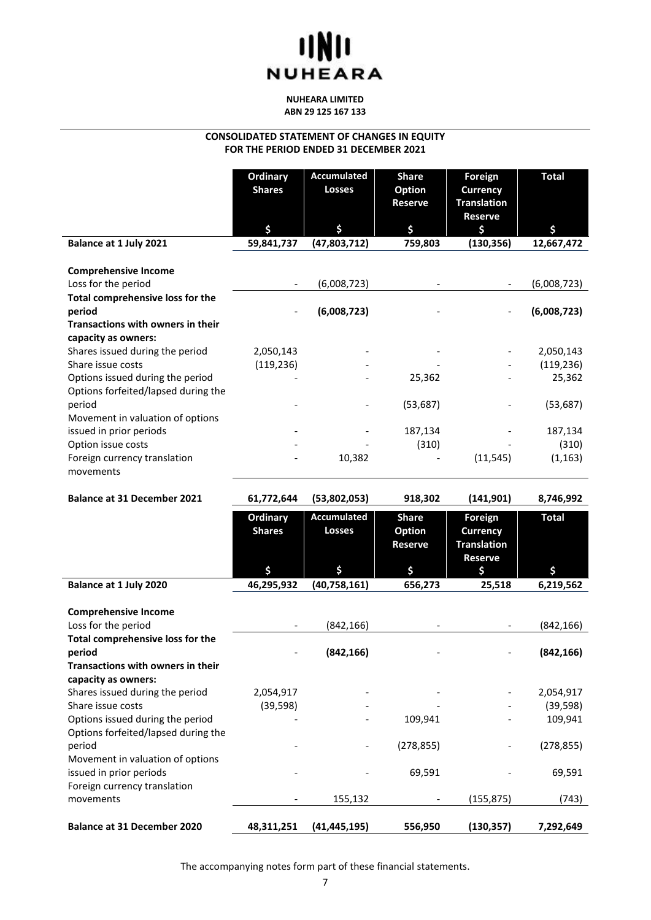**NUHEARA LIMITED**
**ABN 29 125 167 133**

## CONSOLIDATED STATEMENT OF CHANGES IN EQUITY
## FOR THE PERIOD ENDED 31 DECEMBER 2021

| | Ordinary Shares | Accumulated Losses | Share Option Reserve | Foreign Currency Translation Reserve | Total |
|---|---|---|---|---|---|
| | $ | $ | $ | $ | $ |
| **Balance at 1 July 2021** | **59,841,737** | **(47,803,712)** | **759,803** | **(130,356)** | **12,667,472** |
| **Comprehensive Income** | | | | | |
| Loss for the period | - | (6,008,723) | - | - | (6,008,723) |
| **Total comprehensive loss for the period** | - | **(6,008,723)** | - | - | **(6,008,723)** |
| **Transactions with owners in their capacity as owners:** | | | | | |
| Shares issued during the period | 2,050,143 | - | - | - | 2,050,143 |
| Share issue costs | (119,236) | - | - | - | (119,236) |
| Options issued during the period | - | - | 25,362 | - | 25,362 |
| Options forfeited/lapsed during the period | - | - | (53,687) | - | (53,687) |
| Movement in valuation of options issued in prior periods | - | - | 187,134 | - | 187,134 |
| Option issue costs | - | - | (310) | - | (310) |
| Foreign currency translation movements | - | 10,382 | - | (11,545) | (1,163) |
| **Balance at 31 December 2021** | **61,772,644** | **(53,802,053)** | **918,302** | **(141,901)** | **8,746,992** |

| | Ordinary Shares | Accumulated Losses | Share Option Reserve | Foreign Currency Translation Reserve | Total |
|---|---|---|---|---|---|
| | $ | $ | $ | $ | $ |
| **Balance at 1 July 2020** | **46,295,932** | **(40,758,161)** | **656,273** | **25,518** | **6,219,562** |
| **Comprehensive Income** | | | | | |
| Loss for the period | - | (842,166) | - | - | (842,166) |
| **Total comprehensive loss for the period** | - | **(842,166)** | - | - | **(842,166)** |
| **Transactions with owners in their capacity as owners:** | | | | | |
| Shares issued during the period | 2,054,917 | - | - | - | 2,054,917 |
| Share issue costs | (39,598) | - | - | - | (39,598) |
| Options issued during the period | - | - | 109,941 | - | 109,941 |
| Options forfeited/lapsed during the period | - | - | (278,855) | - | (278,855) |
| Movement in valuation of options issued in prior periods | - | - | 69,591 | - | 69,591 |
| Foreign currency translation movements | - | 155,132 | - | (155,875) | (743) |
| **Balance at 31 December 2020** | **48,311,251** | **(41,445,195)** | **556,950** | **(130,357)** | **7,292,649** |

The accompanying notes form part of these financial statements.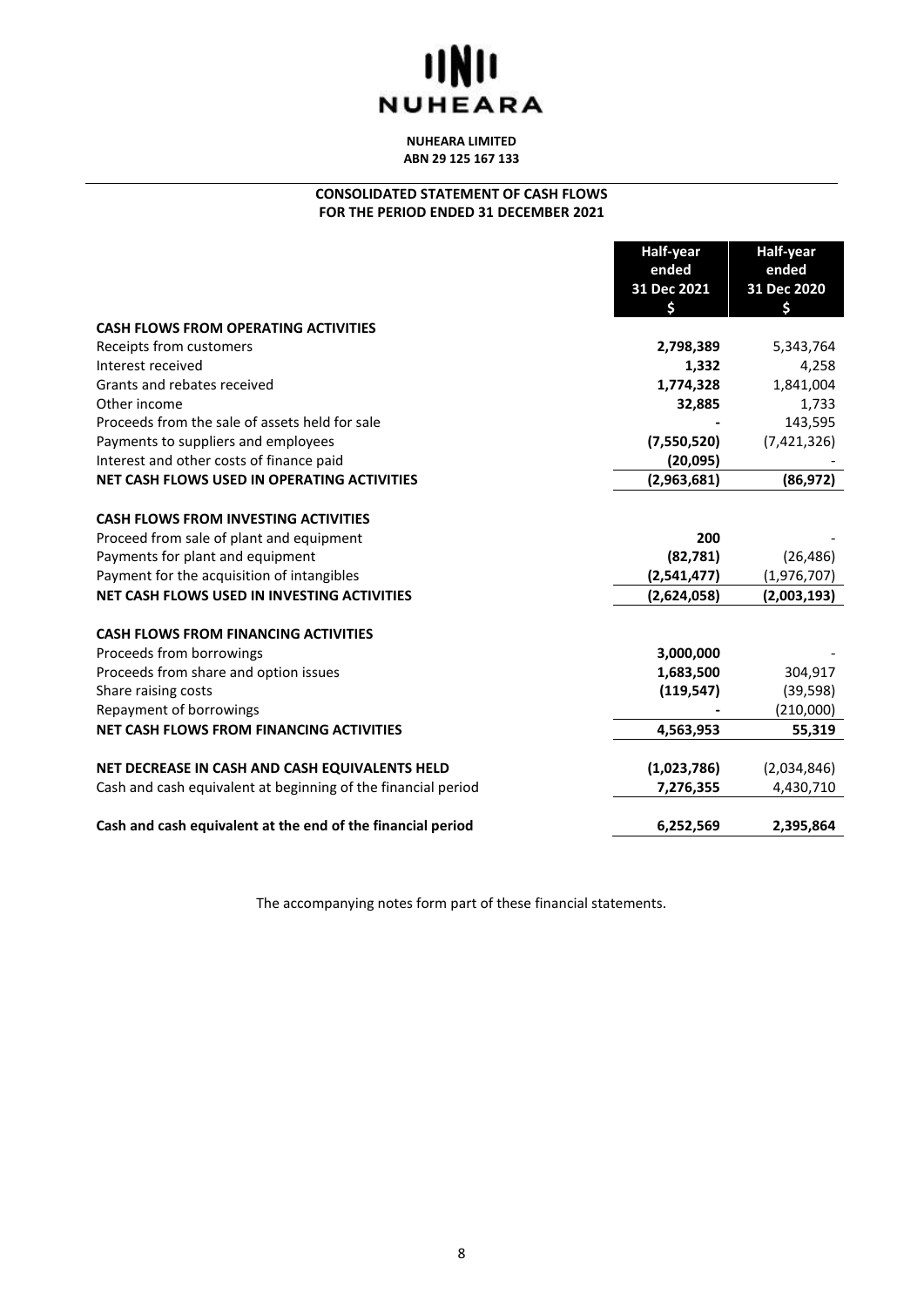**NUHEARA LIMITED**
**ABN 29 125 167 133**

## CONSOLIDATED STATEMENT OF CASH FLOWS
## FOR THE PERIOD ENDED 31 DECEMBER 2021

| | Half-year ended 31 Dec 2021 $ | Half-year ended 31 Dec 2020 $ |
|---|---|---|
| **CASH FLOWS FROM OPERATING ACTIVITIES** | | |
| Receipts from customers | **2,798,389** | 5,343,764 |
| Interest received | **1,332** | 4,258 |
| Grants and rebates received | **1,774,328** | 1,841,004 |
| Other income | **32,885** | 1,733 |
| Proceeds from the sale of assets held for sale | **-** | 143,595 |
| Payments to suppliers and employees | **(7,550,520)** | (7,421,326) |
| Interest and other costs of finance paid | **(20,095)** | - |
| **NET CASH FLOWS USED IN OPERATING ACTIVITIES** | **(2,963,681)** | **(86,972)** |
| | | |
| **CASH FLOWS FROM INVESTING ACTIVITIES** | | |
| Proceed from sale of plant and equipment | **200** | - |
| Payments for plant and equipment | **(82,781)** | (26,486) |
| Payment for the acquisition of intangibles | **(2,541,477)** | (1,976,707) |
| **NET CASH FLOWS USED IN INVESTING ACTIVITIES** | **(2,624,058)** | **(2,003,193)** |
| | | |
| **CASH FLOWS FROM FINANCING ACTIVITIES** | | |
| Proceeds from borrowings | **3,000,000** | - |
| Proceeds from share and option issues | **1,683,500** | 304,917 |
| Share raising costs | **(119,547)** | (39,598) |
| Repayment of borrowings | **-** | (210,000) |
| **NET CASH FLOWS FROM FINANCING ACTIVITIES** | **4,563,953** | **55,319** |
| | | |
| **NET DECREASE IN CASH AND CASH EQUIVALENTS HELD** | **(1,023,786)** | (2,034,846) |
| Cash and cash equivalent at beginning of the financial period | **7,276,355** | 4,430,710 |
| | | |
| **Cash and cash equivalent at the end of the financial period** | **6,252,569** | **2,395,864** |

The accompanying notes form part of these financial statements.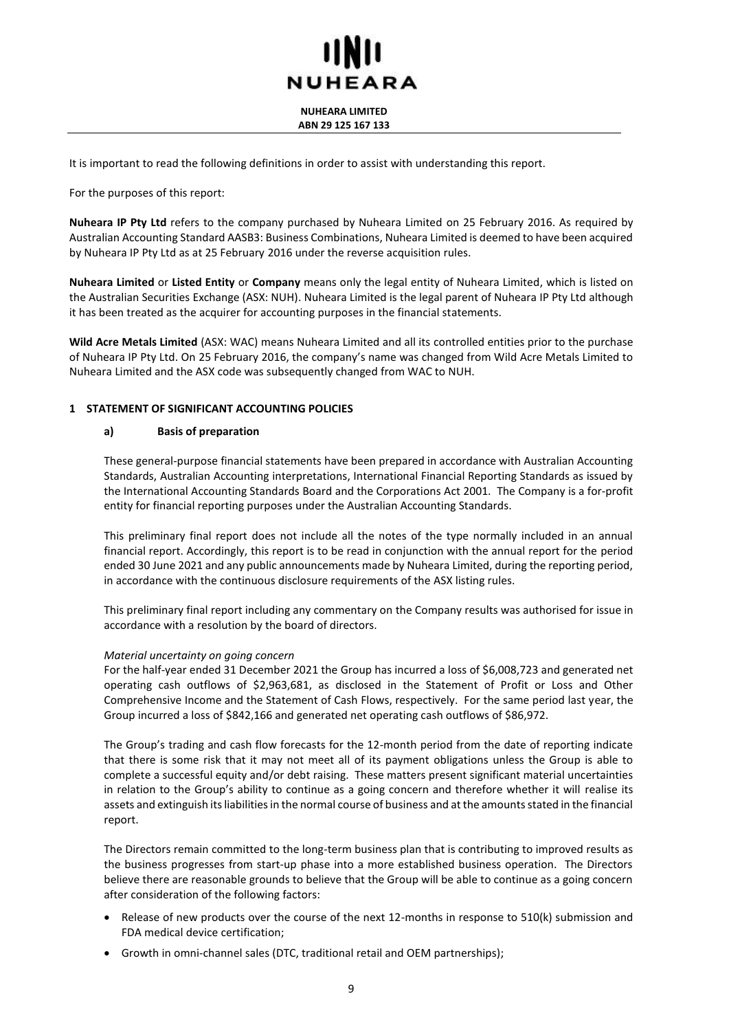It is important to read the following definitions in order to assist with understanding this report.

For the purposes of this report:

**Nuheara IP Pty Ltd** refers to the company purchased by Nuheara Limited on 25 February 2016. As required by Australian Accounting Standard AASB3: Business Combinations, Nuheara Limited is deemed to have been acquired by Nuheara IP Pty Ltd as at 25 February 2016 under the reverse acquisition rules.

**Nuheara Limited** or **Listed Entity** or **Company** means only the legal entity of Nuheara Limited, which is listed on the Australian Securities Exchange (ASX: NUH). Nuheara Limited is the legal parent of Nuheara IP Pty Ltd although it has been treated as the acquirer for accounting purposes in the financial statements.

**Wild Acre Metals Limited** (ASX: WAC) means Nuheara Limited and all its controlled entities prior to the purchase of Nuheara IP Pty Ltd. On 25 February 2016, the company's name was changed from Wild Acre Metals Limited to Nuheara Limited and the ASX code was subsequently changed from WAC to NUH.

## 1 STATEMENT OF SIGNIFICANT ACCOUNTING POLICIES

### a) Basis of preparation

These general-purpose financial statements have been prepared in accordance with Australian Accounting Standards, Australian Accounting interpretations, International Financial Reporting Standards as issued by the International Accounting Standards Board and the Corporations Act 2001. The Company is a for-profit entity for financial reporting purposes under the Australian Accounting Standards.

This preliminary final report does not include all the notes of the type normally included in an annual financial report. Accordingly, this report is to be read in conjunction with the annual report for the period ended 30 June 2021 and any public announcements made by Nuheara Limited, during the reporting period, in accordance with the continuous disclosure requirements of the ASX listing rules.

This preliminary final report including any commentary on the Company results was authorised for issue in accordance with a resolution by the board of directors.

*Material uncertainty on going concern*

For the half-year ended 31 December 2021 the Group has incurred a loss of \$6,008,723 and generated net operating cash outflows of \$2,963,681, as disclosed in the Statement of Profit or Loss and Other Comprehensive Income and the Statement of Cash Flows, respectively. For the same period last year, the Group incurred a loss of \$842,166 and generated net operating cash outflows of \$86,972.

The Group's trading and cash flow forecasts for the 12-month period from the date of reporting indicate that there is some risk that it may not meet all of its payment obligations unless the Group is able to complete a successful equity and/or debt raising. These matters present significant material uncertainties in relation to the Group's ability to continue as a going concern and therefore whether it will realise its assets and extinguish its liabilities in the normal course of business and at the amounts stated in the financial report.

The Directors remain committed to the long-term business plan that is contributing to improved results as the business progresses from start-up phase into a more established business operation. The Directors believe there are reasonable grounds to believe that the Group will be able to continue as a going concern after consideration of the following factors:

- Release of new products over the course of the next 12-months in response to 510(k) submission and FDA medical device certification;
- Growth in omni-channel sales (DTC, traditional retail and OEM partnerships);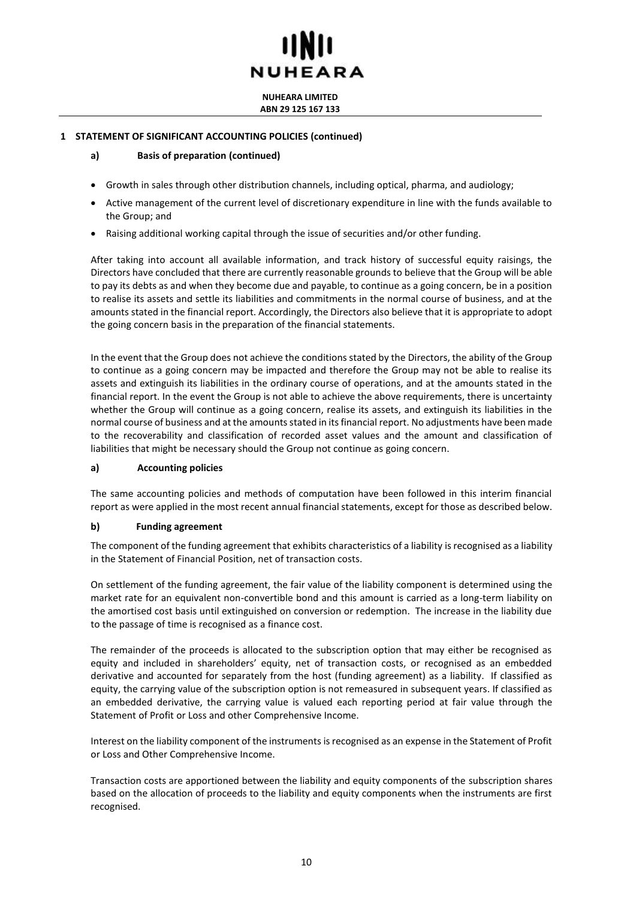## 1 STATEMENT OF SIGNIFICANT ACCOUNTING POLICIES (continued)

### a) Basis of preparation (continued)

- Growth in sales through other distribution channels, including optical, pharma, and audiology;
- Active management of the current level of discretionary expenditure in line with the funds available to the Group; and
- Raising additional working capital through the issue of securities and/or other funding.

After taking into account all available information, and track history of successful equity raisings, the Directors have concluded that there are currently reasonable grounds to believe that the Group will be able to pay its debts as and when they become due and payable, to continue as a going concern, be in a position to realise its assets and settle its liabilities and commitments in the normal course of business, and at the amounts stated in the financial report. Accordingly, the Directors also believe that it is appropriate to adopt the going concern basis in the preparation of the financial statements.

In the event that the Group does not achieve the conditions stated by the Directors, the ability of the Group to continue as a going concern may be impacted and therefore the Group may not be able to realise its assets and extinguish its liabilities in the ordinary course of operations, and at the amounts stated in the financial report. In the event the Group is not able to achieve the above requirements, there is uncertainty whether the Group will continue as a going concern, realise its assets, and extinguish its liabilities in the normal course of business and at the amounts stated in its financial report. No adjustments have been made to the recoverability and classification of recorded asset values and the amount and classification of liabilities that might be necessary should the Group not continue as going concern.

### a) Accounting policies

The same accounting policies and methods of computation have been followed in this interim financial report as were applied in the most recent annual financial statements, except for those as described below.

### b) Funding agreement

The component of the funding agreement that exhibits characteristics of a liability is recognised as a liability in the Statement of Financial Position, net of transaction costs.

On settlement of the funding agreement, the fair value of the liability component is determined using the market rate for an equivalent non-convertible bond and this amount is carried as a long-term liability on the amortised cost basis until extinguished on conversion or redemption. The increase in the liability due to the passage of time is recognised as a finance cost.

The remainder of the proceeds is allocated to the subscription option that may either be recognised as equity and included in shareholders' equity, net of transaction costs, or recognised as an embedded derivative and accounted for separately from the host (funding agreement) as a liability. If classified as equity, the carrying value of the subscription option is not remeasured in subsequent years. If classified as an embedded derivative, the carrying value is valued each reporting period at fair value through the Statement of Profit or Loss and other Comprehensive Income.

Interest on the liability component of the instruments is recognised as an expense in the Statement of Profit or Loss and Other Comprehensive Income.

Transaction costs are apportioned between the liability and equity components of the subscription shares based on the allocation of proceeds to the liability and equity components when the instruments are first recognised.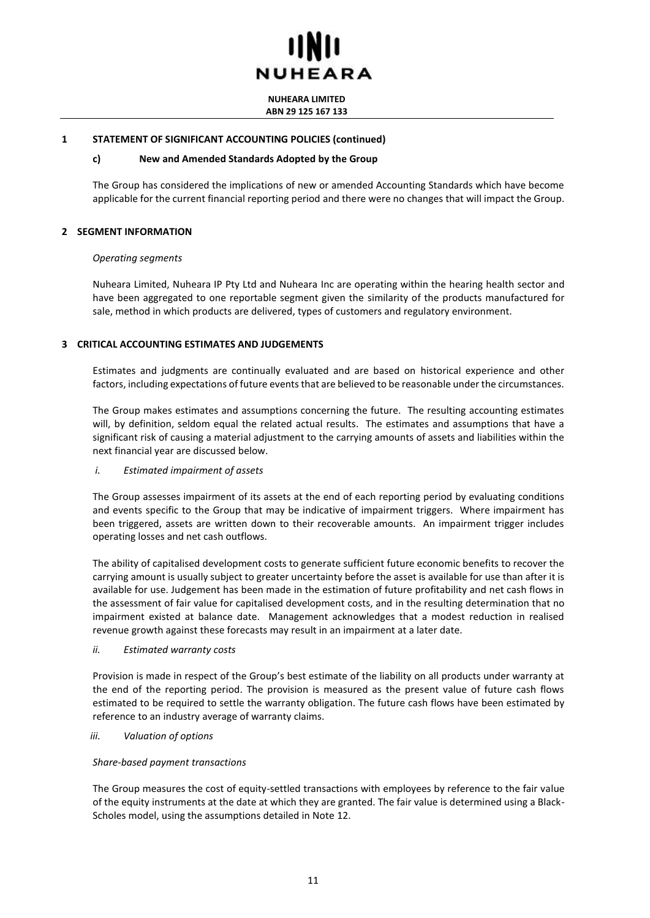## 1 STATEMENT OF SIGNIFICANT ACCOUNTING POLICIES (continued)

### c) New and Amended Standards Adopted by the Group

The Group has considered the implications of new or amended Accounting Standards which have become applicable for the current financial reporting period and there were no changes that will impact the Group.

## 2 SEGMENT INFORMATION

*Operating segments*

Nuheara Limited, Nuheara IP Pty Ltd and Nuheara Inc are operating within the hearing health sector and have been aggregated to one reportable segment given the similarity of the products manufactured for sale, method in which products are delivered, types of customers and regulatory environment.

## 3 CRITICAL ACCOUNTING ESTIMATES AND JUDGEMENTS

Estimates and judgments are continually evaluated and are based on historical experience and other factors, including expectations of future events that are believed to be reasonable under the circumstances.

The Group makes estimates and assumptions concerning the future. The resulting accounting estimates will, by definition, seldom equal the related actual results. The estimates and assumptions that have a significant risk of causing a material adjustment to the carrying amounts of assets and liabilities within the next financial year are discussed below.

*i. Estimated impairment of assets*

The Group assesses impairment of its assets at the end of each reporting period by evaluating conditions and events specific to the Group that may be indicative of impairment triggers. Where impairment has been triggered, assets are written down to their recoverable amounts. An impairment trigger includes operating losses and net cash outflows.

The ability of capitalised development costs to generate sufficient future economic benefits to recover the carrying amount is usually subject to greater uncertainty before the asset is available for use than after it is available for use. Judgement has been made in the estimation of future profitability and net cash flows in the assessment of fair value for capitalised development costs, and in the resulting determination that no impairment existed at balance date. Management acknowledges that a modest reduction in realised revenue growth against these forecasts may result in an impairment at a later date.

*ii. Estimated warranty costs*

Provision is made in respect of the Group's best estimate of the liability on all products under warranty at the end of the reporting period. The provision is measured as the present value of future cash flows estimated to be required to settle the warranty obligation. The future cash flows have been estimated by reference to an industry average of warranty claims.

*iii. Valuation of options*

*Share-based payment transactions*

The Group measures the cost of equity-settled transactions with employees by reference to the fair value of the equity instruments at the date at which they are granted. The fair value is determined using a Black-Scholes model, using the assumptions detailed in Note 12.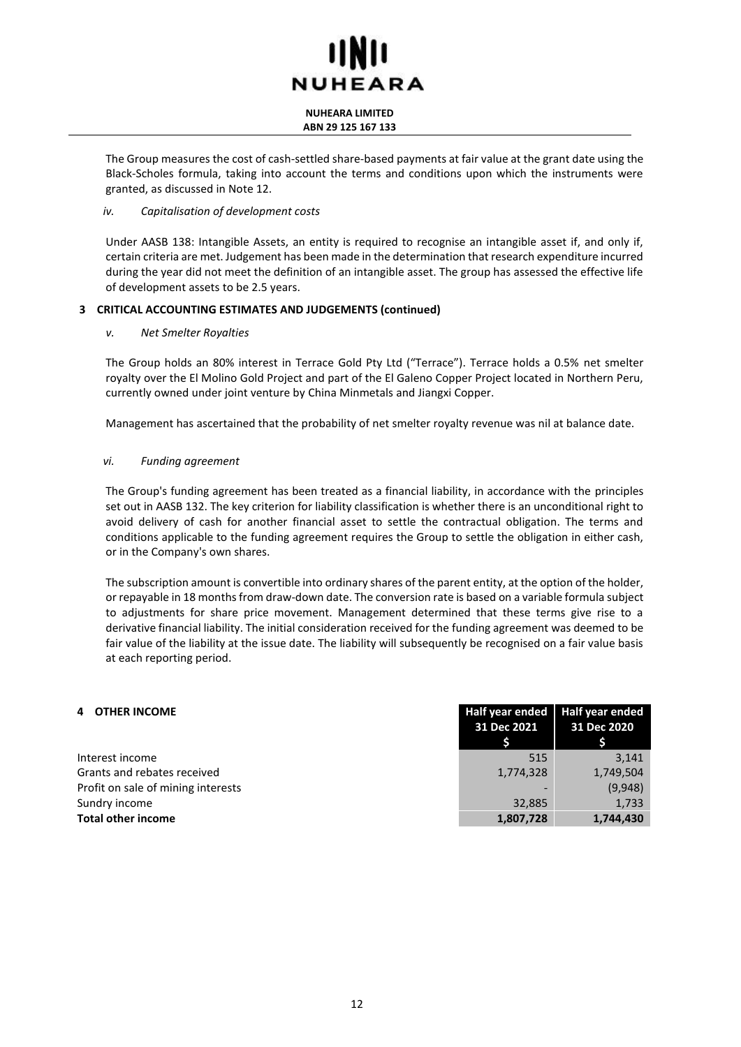The Group measures the cost of cash-settled share-based payments at fair value at the grant date using the Black-Scholes formula, taking into account the terms and conditions upon which the instruments were granted, as discussed in Note 12.

*iv. Capitalisation of development costs*

Under AASB 138: Intangible Assets, an entity is required to recognise an intangible asset if, and only if, certain criteria are met. Judgement has been made in the determination that research expenditure incurred during the year did not meet the definition of an intangible asset. The group has assessed the effective life of development assets to be 2.5 years.

## 3 CRITICAL ACCOUNTING ESTIMATES AND JUDGEMENTS (continued)

*v. Net Smelter Royalties*

The Group holds an 80% interest in Terrace Gold Pty Ltd ("Terrace"). Terrace holds a 0.5% net smelter royalty over the El Molino Gold Project and part of the El Galeno Copper Project located in Northern Peru, currently owned under joint venture by China Minmetals and Jiangxi Copper.

Management has ascertained that the probability of net smelter royalty revenue was nil at balance date.

*vi. Funding agreement*

The Group's funding agreement has been treated as a financial liability, in accordance with the principles set out in AASB 132. The key criterion for liability classification is whether there is an unconditional right to avoid delivery of cash for another financial asset to settle the contractual obligation. The terms and conditions applicable to the funding agreement requires the Group to settle the obligation in either cash, or in the Company's own shares.

The subscription amount is convertible into ordinary shares of the parent entity, at the option of the holder, or repayable in 18 months from draw-down date. The conversion rate is based on a variable formula subject to adjustments for share price movement. Management determined that these terms give rise to a derivative financial liability. The initial consideration received for the funding agreement was deemed to be fair value of the liability at the issue date. The liability will subsequently be recognised on a fair value basis at each reporting period.

## 4 OTHER INCOME

| | Half year ended 31 Dec 2021 $ | Half year ended 31 Dec 2020 $ |
|---|---|---|
| Interest income | 515 | 3,141 |
| Grants and rebates received | 1,774,328 | 1,749,504 |
| Profit on sale of mining interests | - | (9,948) |
| Sundry income | 32,885 | 1,733 |
| **Total other income** | **1,807,728** | **1,744,430** |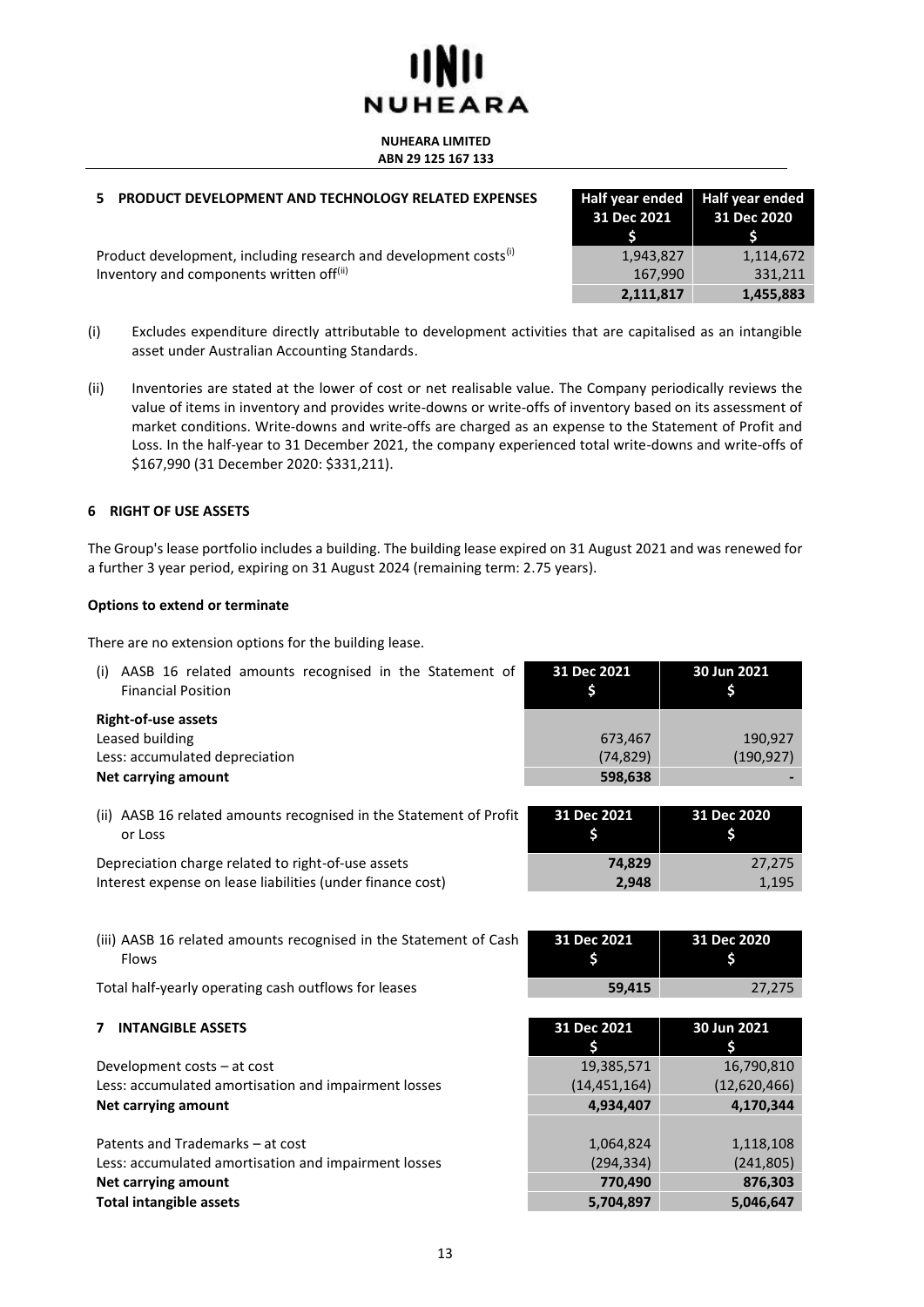## 5 PRODUCT DEVELOPMENT AND TECHNOLOGY RELATED EXPENSES

| | Half year ended 31 Dec 2021 $ | Half year ended 31 Dec 2020 $ |
|---|---|---|
| Product development, including research and development costs[i] | 1,943,827 | 1,114,672 |
| Inventory and components written off[ii] | 167,990 | 331,211 |
| | **2,111,817** | **1,455,883** |

(i) Excludes expenditure directly attributable to development activities that are capitalised as an intangible asset under Australian Accounting Standards.

(ii) Inventories are stated at the lower of cost or net realisable value. The Company periodically reviews the value of items in inventory and provides write-downs or write-offs of inventory based on its assessment of market conditions. Write-downs and write-offs are charged as an expense to the Statement of Profit and Loss. In the half-year to 31 December 2021, the company experienced total write-downs and write-offs of $167,990 (31 December 2020: $331,211).

## 6 RIGHT OF USE ASSETS

The Group's lease portfolio includes a building. The building lease expired on 31 August 2021 and was renewed for a further 3 year period, expiring on 31 August 2024 (remaining term: 2.75 years).

**Options to extend or terminate**

There are no extension options for the building lease.

| (i) AASB 16 related amounts recognised in the Statement of Financial Position | 31 Dec 2021 $ | 30 Jun 2021 $ |
|---|---|---|
| **Right-of-use assets** | | |
| Leased building | 673,467 | 190,927 |
| Less: accumulated depreciation | (74,829) | (190,927) |
| **Net carrying amount** | **598,638** | **-** |

| (ii) AASB 16 related amounts recognised in the Statement of Profit or Loss | 31 Dec 2021 $ | 31 Dec 2020 $ |
|---|---|---|
| Depreciation charge related to right-of-use assets | **74,829** | 27,275 |
| Interest expense on lease liabilities (under finance cost) | **2,948** | 1,195 |

| (iii) AASB 16 related amounts recognised in the Statement of Cash Flows | 31 Dec 2021 $ | 31 Dec 2020 $ |
|---|---|---|
| Total half-yearly operating cash outflows for leases | **59,415** | 27,275 |

## 7 INTANGIBLE ASSETS

| | 31 Dec 2021 $ | 30 Jun 2021 $ |
|---|---|---|
| Development costs – at cost | 19,385,571 | 16,790,810 |
| Less: accumulated amortisation and impairment losses | (14,451,164) | (12,620,466) |
| **Net carrying amount** | **4,934,407** | **4,170,344** |
| | | |
| Patents and Trademarks – at cost | 1,064,824 | 1,118,108 |
| Less: accumulated amortisation and impairment losses | (294,334) | (241,805) |
| **Net carrying amount** | **770,490** | **876,303** |
| **Total intangible assets** | **5,704,897** | **5,046,647** |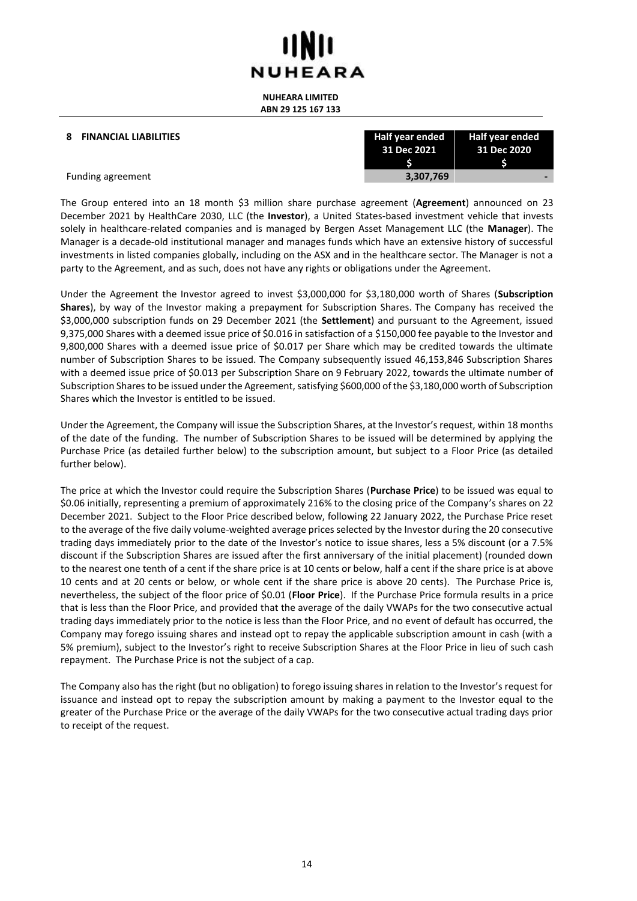## 8 FINANCIAL LIABILITIES

| | Half year ended 31 Dec 2021 $ | Half year ended 31 Dec 2020 $ |
|---|---|---|
| Funding agreement | 3,307,769 | - |

The Group entered into an 18 month $3 million share purchase agreement (**Agreement**) announced on 23 December 2021 by HealthCare 2030, LLC (the **Investor**), a United States-based investment vehicle that invests solely in healthcare-related companies and is managed by Bergen Asset Management LLC (the **Manager**). The Manager is a decade-old institutional manager and manages funds which have an extensive history of successful investments in listed companies globally, including on the ASX and in the healthcare sector. The Manager is not a party to the Agreement, and as such, does not have any rights or obligations under the Agreement.

Under the Agreement the Investor agreed to invest $3,000,000 for $3,180,000 worth of Shares (**Subscription Shares**), by way of the Investor making a prepayment for Subscription Shares. The Company has received the $3,000,000 subscription funds on 29 December 2021 (the **Settlement**) and pursuant to the Agreement, issued 9,375,000 Shares with a deemed issue price of $0.016 in satisfaction of a $150,000 fee payable to the Investor and 9,800,000 Shares with a deemed issue price of $0.017 per Share which may be credited towards the ultimate number of Subscription Shares to be issued. The Company subsequently issued 46,153,846 Subscription Shares with a deemed issue price of $0.013 per Subscription Share on 9 February 2022, towards the ultimate number of Subscription Shares to be issued under the Agreement, satisfying $600,000 of the $3,180,000 worth of Subscription Shares which the Investor is entitled to be issued.

Under the Agreement, the Company will issue the Subscription Shares, at the Investor's request, within 18 months of the date of the funding. The number of Subscription Shares to be issued will be determined by applying the Purchase Price (as detailed further below) to the subscription amount, but subject to a Floor Price (as detailed further below).

The price at which the Investor could require the Subscription Shares (**Purchase Price**) to be issued was equal to $0.06 initially, representing a premium of approximately 216% to the closing price of the Company's shares on 22 December 2021. Subject to the Floor Price described below, following 22 January 2022, the Purchase Price reset to the average of the five daily volume-weighted average prices selected by the Investor during the 20 consecutive trading days immediately prior to the date of the Investor's notice to issue shares, less a 5% discount (or a 7.5% discount if the Subscription Shares are issued after the first anniversary of the initial placement) (rounded down to the nearest one tenth of a cent if the share price is at 10 cents or below, half a cent if the share price is at above 10 cents and at 20 cents or below, or whole cent if the share price is above 20 cents). The Purchase Price is, nevertheless, the subject of the floor price of $0.01 (**Floor Price**). If the Purchase Price formula results in a price that is less than the Floor Price, and provided that the average of the daily VWAPs for the two consecutive actual trading days immediately prior to the notice is less than the Floor Price, and no event of default has occurred, the Company may forego issuing shares and instead opt to repay the applicable subscription amount in cash (with a 5% premium), subject to the Investor's right to receive Subscription Shares at the Floor Price in lieu of such cash repayment. The Purchase Price is not the subject of a cap.

The Company also has the right (but no obligation) to forego issuing shares in relation to the Investor's request for issuance and instead opt to repay the subscription amount by making a payment to the Investor equal to the greater of the Purchase Price or the average of the daily VWAPs for the two consecutive actual trading days prior to receipt of the request.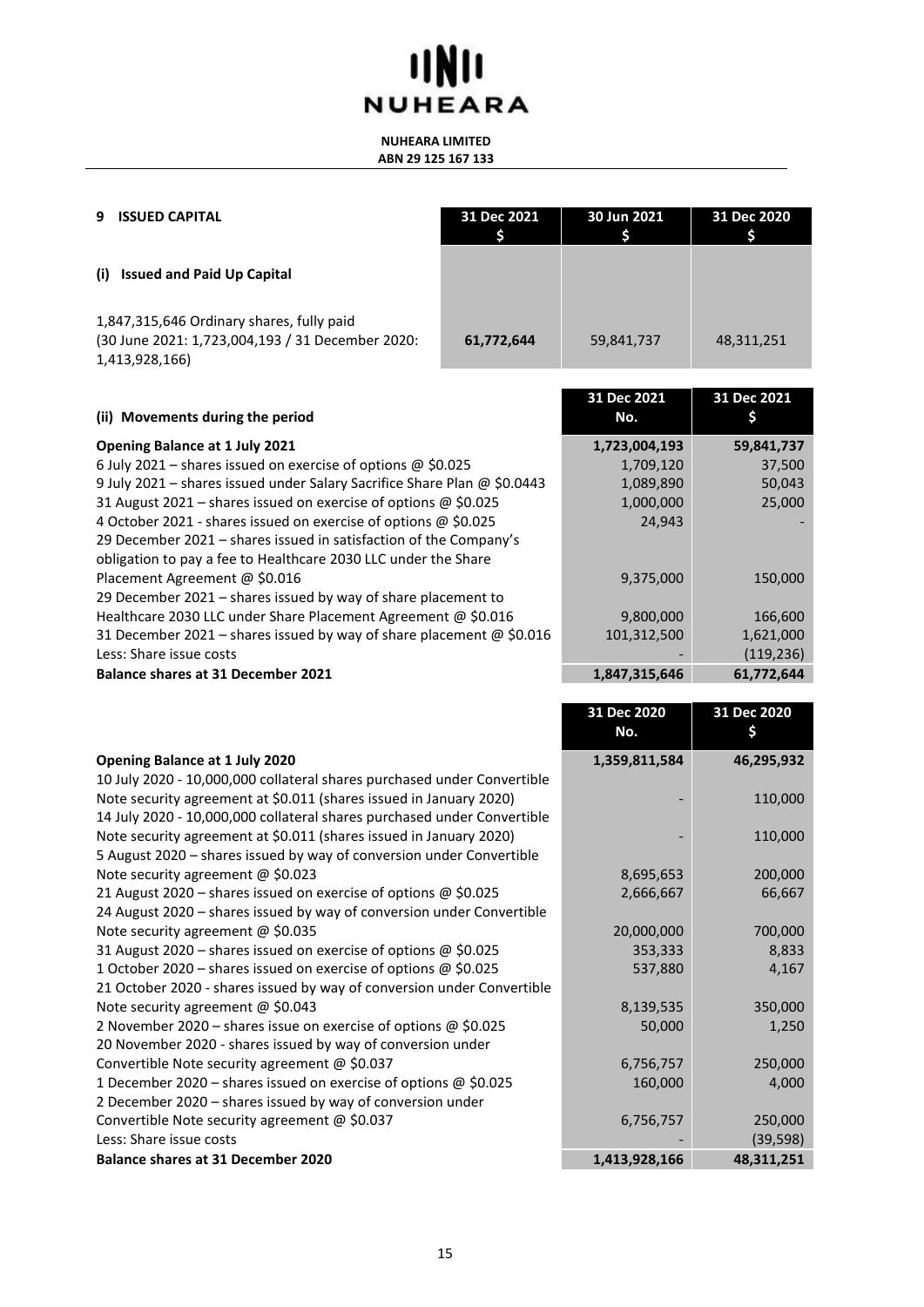**NUHEARA LIMITED**
**ABN 29 125 167 133**

## 9 ISSUED CAPITAL

| | 31 Dec 2021 $ | 30 Jun 2021 $ | 31 Dec 2020 $ |
|---|---|---|---|
| **(i) Issued and Paid Up Capital** | | | |
| 1,847,315,646 Ordinary shares, fully paid (30 June 2021: 1,723,004,193 / 31 December 2020: 1,413,928,166) | **61,772,644** | 59,841,737 | 48,311,251 |

| (ii) Movements during the period | 31 Dec 2021 No. | 31 Dec 2021 $ |
|---|---|---|
| **Opening Balance at 1 July 2021** | **1,723,004,193** | **59,841,737** |
| 6 July 2021 – shares issued on exercise of options @ $0.025 | 1,709,120 | 37,500 |
| 9 July 2021 – shares issued under Salary Sacrifice Share Plan @ $0.0443 | 1,089,890 | 50,043 |
| 31 August 2021 – shares issued on exercise of options @ $0.025 | 1,000,000 | 25,000 |
| 4 October 2021 - shares issued on exercise of options @ $0.025 | 24,943 | - |
| 29 December 2021 – shares issued in satisfaction of the Company's obligation to pay a fee to Healthcare 2030 LLC under the Share Placement Agreement @ $0.016 | 9,375,000 | 150,000 |
| 29 December 2021 – shares issued by way of share placement to Healthcare 2030 LLC under Share Placement Agreement @ $0.016 | 9,800,000 | 166,600 |
| 31 December 2021 – shares issued by way of share placement @ $0.016 | 101,312,500 | 1,621,000 |
| Less: Share issue costs | - | (119,236) |
| **Balance shares at 31 December 2021** | **1,847,315,646** | **61,772,644** |

| | 31 Dec 2020 No. | 31 Dec 2020 $ |
|---|---|---|
| **Opening Balance at 1 July 2020** | **1,359,811,584** | **46,295,932** |
| 10 July 2020 - 10,000,000 collateral shares purchased under Convertible Note security agreement at $0.011 (shares issued in January 2020) | - | 110,000 |
| 14 July 2020 - 10,000,000 collateral shares purchased under Convertible Note security agreement at $0.011 (shares issued in January 2020) | - | 110,000 |
| 5 August 2020 – shares issued by way of conversion under Convertible Note security agreement @ $0.023 | 8,695,653 | 200,000 |
| 21 August 2020 – shares issued on exercise of options @ $0.025 | 2,666,667 | 66,667 |
| 24 August 2020 – shares issued by way of conversion under Convertible Note security agreement @ $0.035 | 20,000,000 | 700,000 |
| 31 August 2020 – shares issued on exercise of options @ $0.025 | 353,333 | 8,833 |
| 1 October 2020 – shares issued on exercise of options @ $0.025 | 537,880 | 4,167 |
| 21 October 2020 - shares issued by way of conversion under Convertible Note security agreement @ $0.043 | 8,139,535 | 350,000 |
| 2 November 2020 – shares issue on exercise of options @ $0.025 | 50,000 | 1,250 |
| 20 November 2020 - shares issued by way of conversion under Convertible Note security agreement @ $0.037 | 6,756,757 | 250,000 |
| 1 December 2020 – shares issued on exercise of options @ $0.025 | 160,000 | 4,000 |
| 2 December 2020 – shares issued by way of conversion under Convertible Note security agreement @ $0.037 | 6,756,757 | 250,000 |
| Less: Share issue costs | - | (39,598) |
| **Balance shares at 31 December 2020** | **1,413,928,166** | **48,311,251** |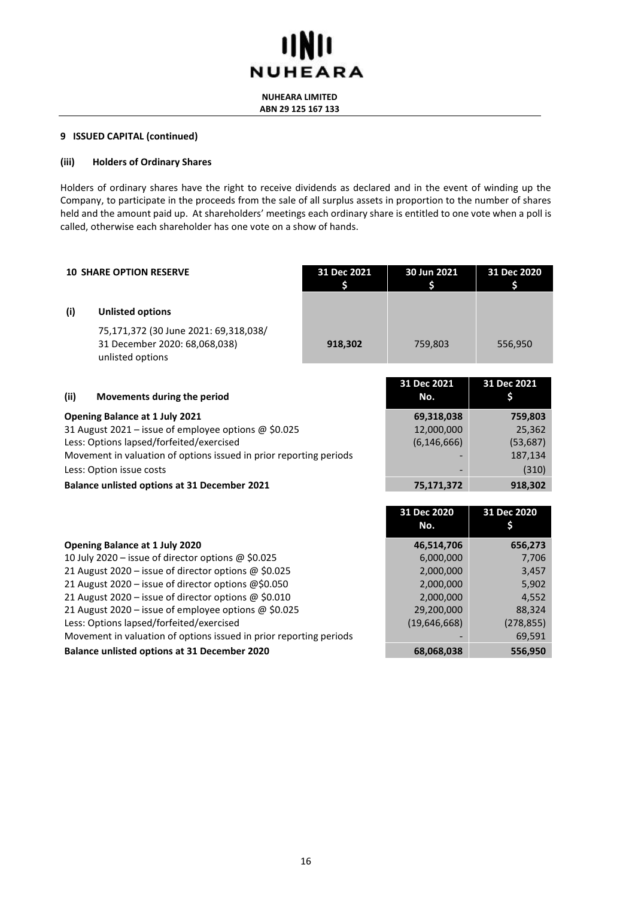**NUHEARA LIMITED**
**ABN 29 125 167 133**

## 9 ISSUED CAPITAL (continued)

### (iii) Holders of Ordinary Shares

Holders of ordinary shares have the right to receive dividends as declared and in the event of winding up the Company, to participate in the proceeds from the sale of all surplus assets in proportion to the number of shares held and the amount paid up. At shareholders' meetings each ordinary share is entitled to one vote when a poll is called, otherwise each shareholder has one vote on a show of hands.

## 10 SHARE OPTION RESERVE

| | 31 Dec 2021 $ | 30 Jun 2021 $ | 31 Dec 2020 $ |
|---|---|---|---|
| **(i) Unlisted options** | | | |
| 75,171,372 (30 June 2021: 69,318,038/ 31 December 2020: 68,068,038) unlisted options | **918,302** | 759,803 | 556,950 |

### (ii) Movements during the period

| | 31 Dec 2021 No. | 31 Dec 2021 $ |
|---|---|---|
| **Opening Balance at 1 July 2021** | **69,318,038** | **759,803** |
| 31 August 2021 – issue of employee options @ $0.025 | 12,000,000 | 25,362 |
| Less: Options lapsed/forfeited/exercised | (6,146,666) | (53,687) |
| Movement in valuation of options issued in prior reporting periods | - | 187,134 |
| Less: Option issue costs | - | (310) |
| **Balance unlisted options at 31 December 2021** | **75,171,372** | **918,302** |

| | 31 Dec 2020 No. | 31 Dec 2020 $ |
|---|---|---|
| **Opening Balance at 1 July 2020** | **46,514,706** | **656,273** |
| 10 July 2020 – issue of director options @ $0.025 | 6,000,000 | 7,706 |
| 21 August 2020 – issue of director options @ $0.025 | 2,000,000 | 3,457 |
| 21 August 2020 – issue of director options @$0.050 | 2,000,000 | 5,902 |
| 21 August 2020 – issue of director options @ $0.010 | 2,000,000 | 4,552 |
| 21 August 2020 – issue of employee options @ $0.025 | 29,200,000 | 88,324 |
| Less: Options lapsed/forfeited/exercised | (19,646,668) | (278,855) |
| Movement in valuation of options issued in prior reporting periods | - | 69,591 |
| **Balance unlisted options at 31 December 2020** | **68,068,038** | **556,950** |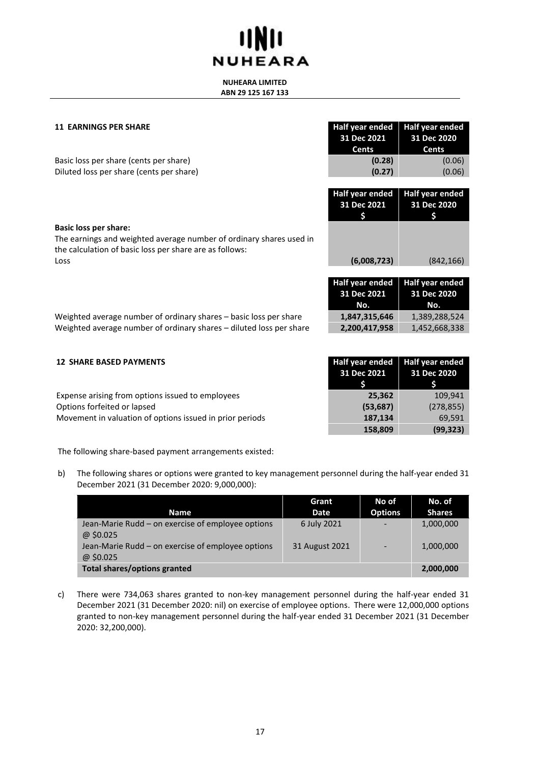## 11 EARNINGS PER SHARE

| | Half year ended 31 Dec 2021 Cents | Half year ended 31 Dec 2020 Cents |
|---|---|---|
| Basic loss per share (cents per share) | **(0.28)** | (0.06) |
| Diluted loss per share (cents per share) | **(0.27)** | (0.06) |

| | Half year ended 31 Dec 2021 $ | Half year ended 31 Dec 2020 $ |
|---|---|---|
| **Basic loss per share:** The earnings and weighted average number of ordinary shares used in the calculation of basic loss per share are as follows: | | |
| Loss | **(6,008,723)** | (842,166) |

| | Half year ended 31 Dec 2021 No. | Half year ended 31 Dec 2020 No. |
|---|---|---|
| Weighted average number of ordinary shares – basic loss per share | **1,847,315,646** | 1,389,288,524 |
| Weighted average number of ordinary shares – diluted loss per share | **2,200,417,958** | 1,452,668,338 |

## 12 SHARE BASED PAYMENTS

| | Half year ended 31 Dec 2021 $ | Half year ended 31 Dec 2020 $ |
|---|---|---|
| Expense arising from options issued to employees | **25,362** | 109,941 |
| Options forfeited or lapsed | **(53,687)** | (278,855) |
| Movement in valuation of options issued in prior periods | **187,134** | 69,591 |
| | **158,809** | **(99,323)** |

The following share-based payment arrangements existed:

b) The following shares or options were granted to key management personnel during the half-year ended 31 December 2021 (31 December 2020: 9,000,000):

| Name | Grant Date | No of Options | No. of Shares |
|---|---|---|---|
| Jean-Marie Rudd – on exercise of employee options @ $0.025 | 6 July 2021 | - | 1,000,000 |
| Jean-Marie Rudd – on exercise of employee options @ $0.025 | 31 August 2021 | - | 1,000,000 |
| **Total shares/options granted** | | | **2,000,000** |

c) There were 734,063 shares granted to non-key management personnel during the half-year ended 31 December 2021 (31 December 2020: nil) on exercise of employee options. There were 12,000,000 options granted to non-key management personnel during the half-year ended 31 December 2021 (31 December 2020: 32,200,000).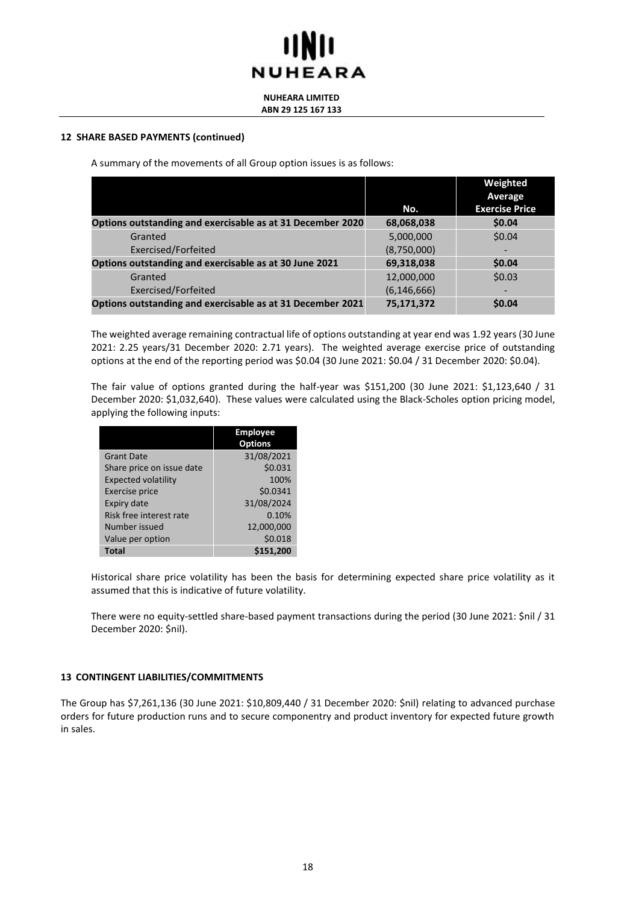## 12 SHARE BASED PAYMENTS (continued)

A summary of the movements of all Group option issues is as follows:

| | No. | Weighted Average Exercise Price |
|---|---|---|
| **Options outstanding and exercisable as at 31 December 2020** | **68,068,038** | **$0.04** |
| Granted | 5,000,000 | $0.04 |
| Exercised/Forfeited | (8,750,000) | - |
| **Options outstanding and exercisable as at 30 June 2021** | **69,318,038** | **$0.04** |
| Granted | 12,000,000 | $0.03 |
| Exercised/Forfeited | (6,146,666) | - |
| **Options outstanding and exercisable as at 31 December 2021** | **75,171,372** | **$0.04** |

The weighted average remaining contractual life of options outstanding at year end was 1.92 years (30 June 2021: 2.25 years/31 December 2020: 2.71 years). The weighted average exercise price of outstanding options at the end of the reporting period was $0.04 (30 June 2021: $0.04 / 31 December 2020: $0.04).

The fair value of options granted during the half-year was $151,200 (30 June 2021: $1,123,640 / 31 December 2020: $1,032,640). These values were calculated using the Black-Scholes option pricing model, applying the following inputs:

| | Employee Options |
|---|---|
| Grant Date | 31/08/2021 |
| Share price on issue date | $0.031 |
| Expected volatility | 100% |
| Exercise price | $0.0341 |
| Expiry date | 31/08/2024 |
| Risk free interest rate | 0.10% |
| Number issued | 12,000,000 |
| Value per option | $0.018 |
| **Total** | **$151,200** |

Historical share price volatility has been the basis for determining expected share price volatility as it assumed that this is indicative of future volatility.

There were no equity-settled share-based payment transactions during the period (30 June 2021: $nil / 31 December 2020: $nil).

## 13 CONTINGENT LIABILITIES/COMMITMENTS

The Group has $7,261,136 (30 June 2021: $10,809,440 / 31 December 2020: $nil) relating to advanced purchase orders for future production runs and to secure componentry and product inventory for expected future growth in sales.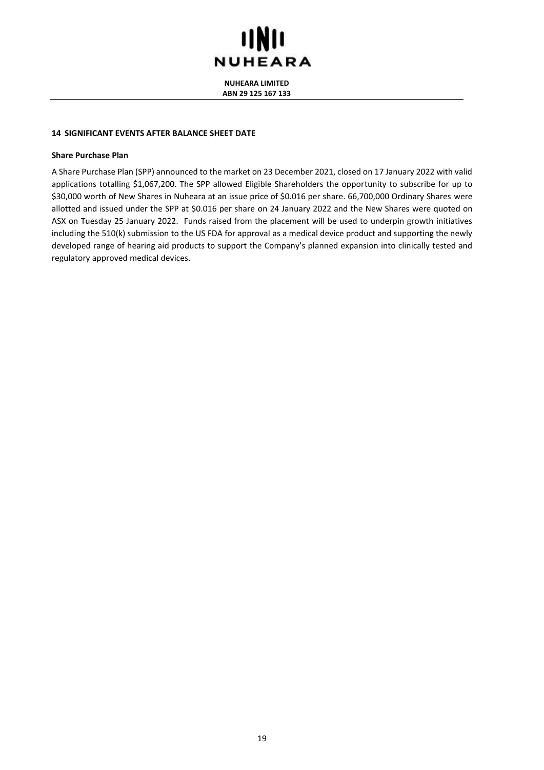## 14 SIGNIFICANT EVENTS AFTER BALANCE SHEET DATE

### Share Purchase Plan

A Share Purchase Plan (SPP) announced to the market on 23 December 2021, closed on 17 January 2022 with valid applications totalling $1,067,200. The SPP allowed Eligible Shareholders the opportunity to subscribe for up to $30,000 worth of New Shares in Nuheara at an issue price of $0.016 per share. 66,700,000 Ordinary Shares were allotted and issued under the SPP at $0.016 per share on 24 January 2022 and the New Shares were quoted on ASX on Tuesday 25 January 2022. Funds raised from the placement will be used to underpin growth initiatives including the 510(k) submission to the US FDA for approval as a medical device product and supporting the newly developed range of hearing aid products to support the Company's planned expansion into clinically tested and regulatory approved medical devices.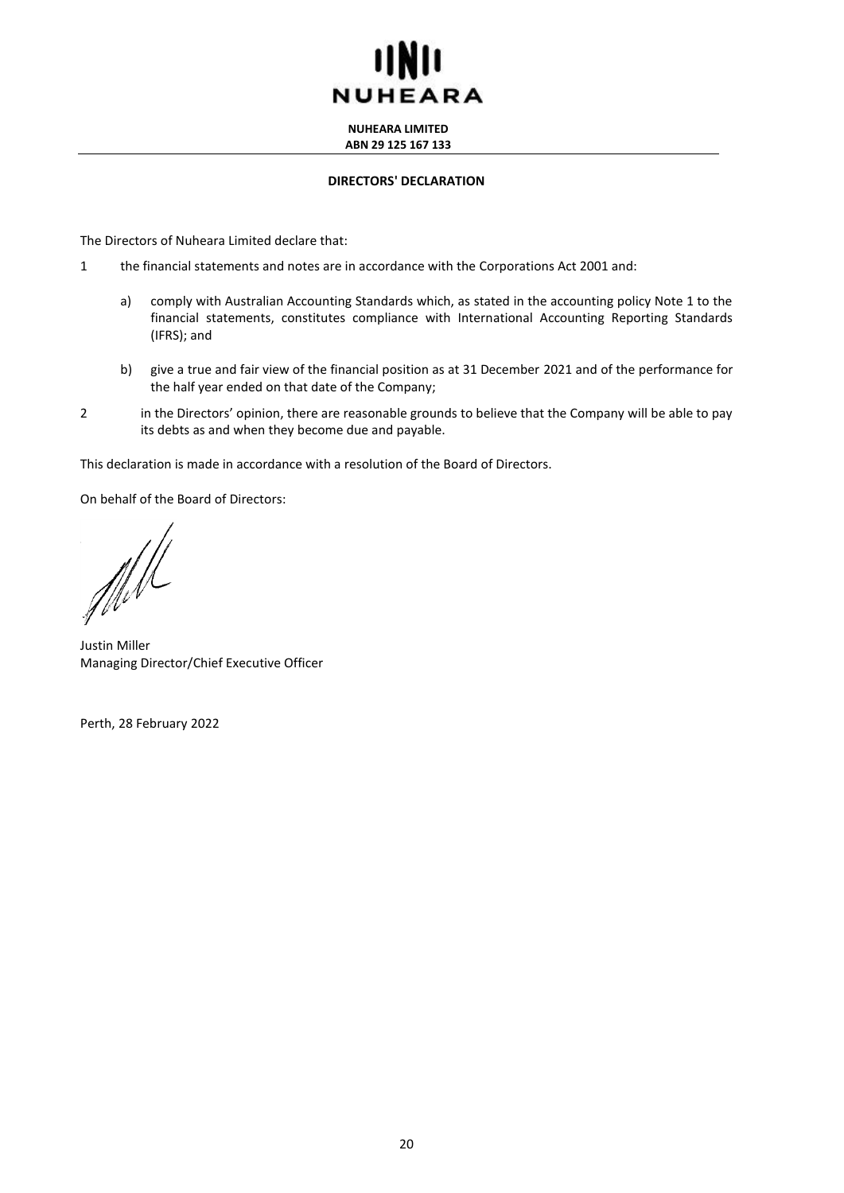**NUHEARA LIMITED**
**ABN 29 125 167 133**

## DIRECTORS' DECLARATION

The Directors of Nuheara Limited declare that:

1 the financial statements and notes are in accordance with the Corporations Act 2001 and:

   a) comply with Australian Accounting Standards which, as stated in the accounting policy Note 1 to the financial statements, constitutes compliance with International Accounting Reporting Standards (IFRS); and

   b) give a true and fair view of the financial position as at 31 December 2021 and of the performance for the half year ended on that date of the Company;

2 in the Directors' opinion, there are reasonable grounds to believe that the Company will be able to pay its debts as and when they become due and payable.

This declaration is made in accordance with a resolution of the Board of Directors.

On behalf of the Board of Directors:

Justin Miller
Managing Director/Chief Executive Officer

Perth, 28 February 2022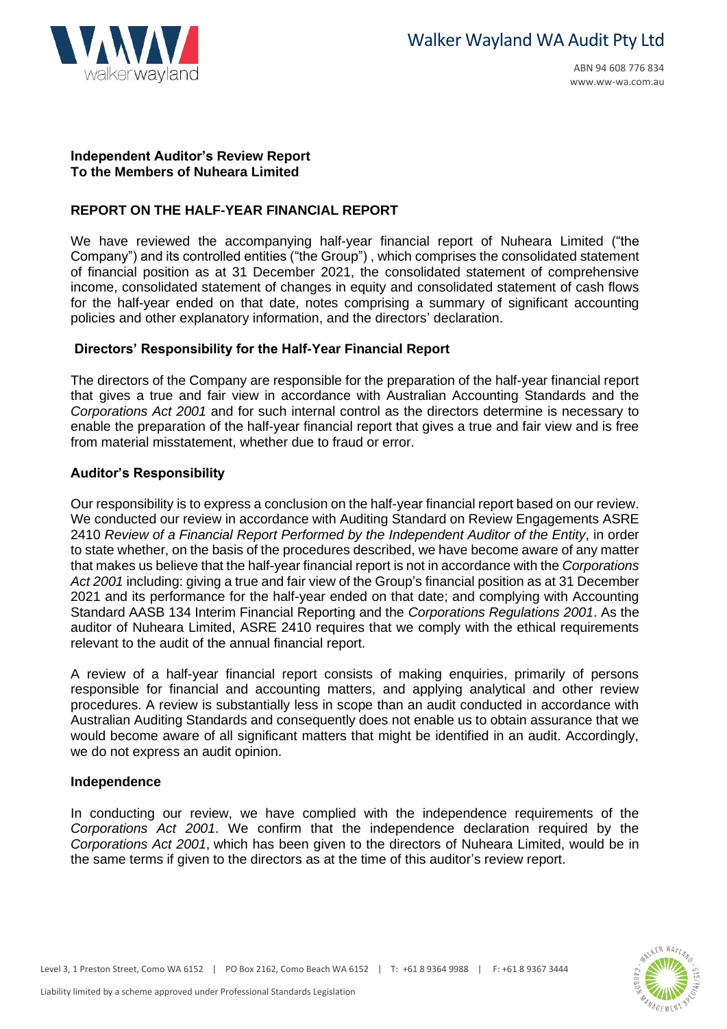Walker Wayland WA Audit Pty Ltd

ABN 94 608 776 834
www.ww-wa.com.au

**Independent Auditor's Review Report**
**To the Members of Nuheara Limited**

## REPORT ON THE HALF-YEAR FINANCIAL REPORT

We have reviewed the accompanying half-year financial report of Nuheara Limited ("the Company") and its controlled entities ("the Group") , which comprises the consolidated statement of financial position as at 31 December 2021, the consolidated statement of comprehensive income, consolidated statement of changes in equity and consolidated statement of cash flows for the half-year ended on that date, notes comprising a summary of significant accounting policies and other explanatory information, and the directors' declaration.

### Directors' Responsibility for the Half-Year Financial Report

The directors of the Company are responsible for the preparation of the half-year financial report that gives a true and fair view in accordance with Australian Accounting Standards and the *Corporations Act 2001* and for such internal control as the directors determine is necessary to enable the preparation of the half-year financial report that gives a true and fair view and is free from material misstatement, whether due to fraud or error.

### Auditor's Responsibility

Our responsibility is to express a conclusion on the half-year financial report based on our review. We conducted our review in accordance with Auditing Standard on Review Engagements ASRE 2410 *Review of a Financial Report Performed by the Independent Auditor of the Entity*, in order to state whether, on the basis of the procedures described, we have become aware of any matter that makes us believe that the half-year financial report is not in accordance with the *Corporations Act 2001* including: giving a true and fair view of the Group's financial position as at 31 December 2021 and its performance for the half-year ended on that date; and complying with Accounting Standard AASB 134 Interim Financial Reporting and the *Corporations Regulations 2001*. As the auditor of Nuheara Limited, ASRE 2410 requires that we comply with the ethical requirements relevant to the audit of the annual financial report.

A review of a half-year financial report consists of making enquiries, primarily of persons responsible for financial and accounting matters, and applying analytical and other review procedures. A review is substantially less in scope than an audit conducted in accordance with Australian Auditing Standards and consequently does not enable us to obtain assurance that we would become aware of all significant matters that might be identified in an audit. Accordingly, we do not express an audit opinion.

### Independence

In conducting our review, we have complied with the independence requirements of the *Corporations Act 2001*. We confirm that the independence declaration required by the *Corporations Act 2001*, which has been given to the directors of Nuheara Limited, would be in the same terms if given to the directors as at the time of this auditor's review report.

Level 3, 1 Preston Street, Como WA 6152 | PO Box 2162, Como Beach WA 6152 | T: +61 8 9364 9988 | F: +61 8 9367 3444

Liability limited by a scheme approved under Professional Standards Legislation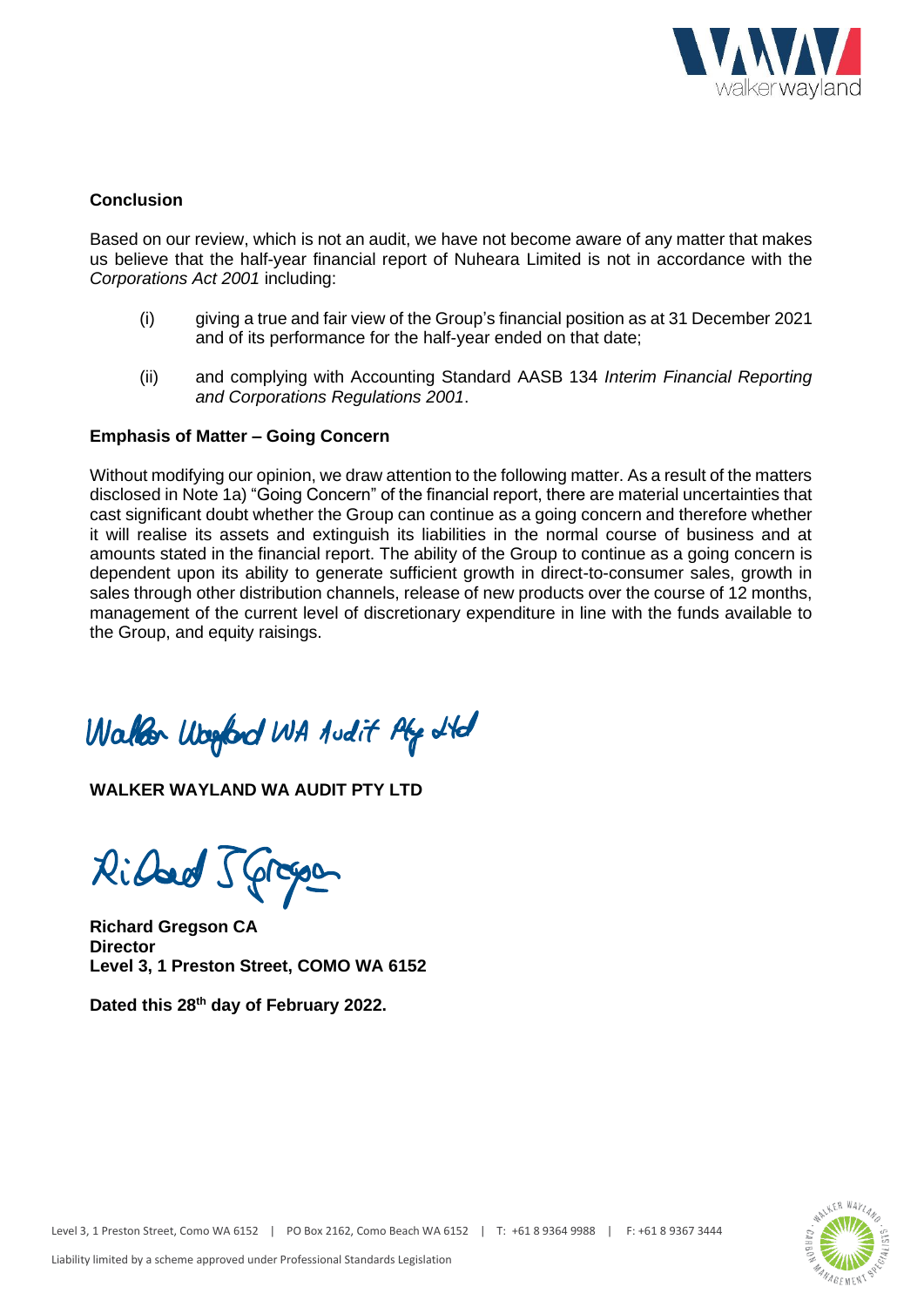## Conclusion

Based on our review, which is not an audit, we have not become aware of any matter that makes us believe that the half-year financial report of Nuheara Limited is not in accordance with the *Corporations Act 2001* including:

(i) giving a true and fair view of the Group's financial position as at 31 December 2021 and of its performance for the half-year ended on that date;

(ii) and complying with Accounting Standard AASB 134 *Interim Financial Reporting and Corporations Regulations 2001*.

## Emphasis of Matter – Going Concern

Without modifying our opinion, we draw attention to the following matter. As a result of the matters disclosed in Note 1a) "Going Concern" of the financial report, there are material uncertainties that cast significant doubt whether the Group can continue as a going concern and therefore whether it will realise its assets and extinguish its liabilities in the normal course of business and at amounts stated in the financial report. The ability of the Group to continue as a going concern is dependent upon its ability to generate sufficient growth in direct-to-consumer sales, growth in sales through other distribution channels, release of new products over the course of 12 months, management of the current level of discretionary expenditure in line with the funds available to the Group, and equity raisings.

Walker Wayland WA Audit Pty Ltd

**WALKER WAYLAND WA AUDIT PTY LTD**

Richard J Gregson

**Richard Gregson CA**
**Director**
**Level 3, 1 Preston Street, COMO WA 6152**

**Dated this 28th day of February 2022.**

Level 3, 1 Preston Street, Como WA 6152 | PO Box 2162, Como Beach WA 6152 | T: +61 8 9364 9988 | F: +61 8 9367 3444

Liability limited by a scheme approved under Professional Standards Legislation